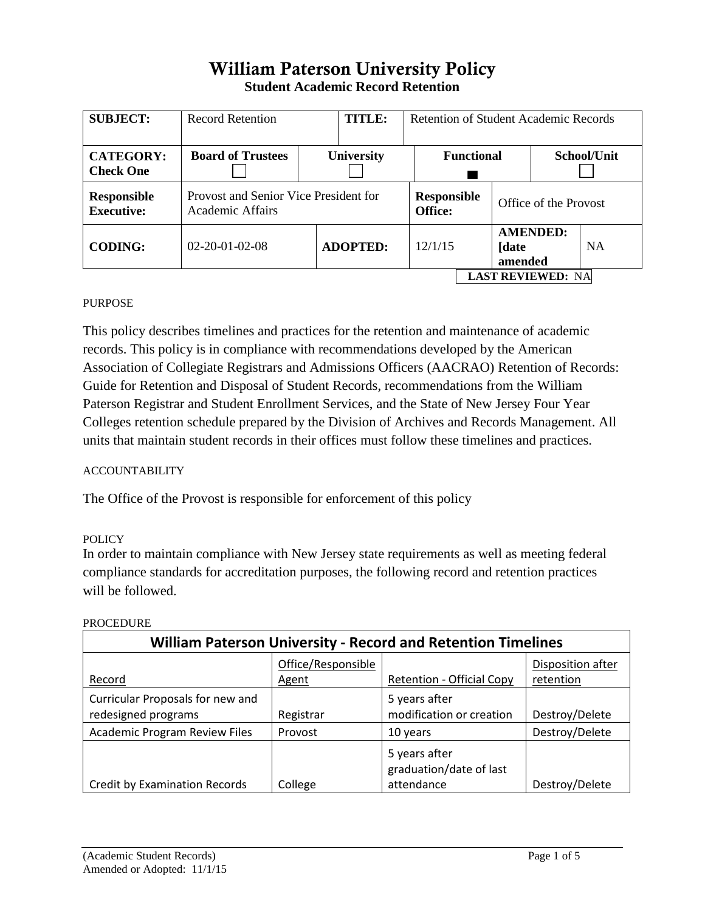# William Paterson University Policy

**Student Academic Record Retention**

| **SUBJECT:** | Record Retention | | **TITLE:** | Retention of Student Academic Records | |
|---|---|---|---|---|---|
| **CATEGORY: Check One** | **Board of Trustees** ☐ | **University** ☐ | | **Functional** ■ | **School/Unit** ☐ |
| **Responsible Executive:** | Provost and Senior Vice President for Academic Affairs | | **Responsible Office:** | Office of the Provost | |
| **CODING:** | 02-20-01-02-08 | **ADOPTED:** | 12/1/15 | **AMENDED: [date amended** | NA |

**LAST REVIEWED:** NA

PURPOSE

This policy describes timelines and practices for the retention and maintenance of academic records. This policy is in compliance with recommendations developed by the American Association of Collegiate Registrars and Admissions Officers (AACRAO) Retention of Records: Guide for Retention and Disposal of Student Records, recommendations from the William Paterson Registrar and Student Enrollment Services, and the State of New Jersey Four Year Colleges retention schedule prepared by the Division of Archives and Records Management. All units that maintain student records in their offices must follow these timelines and practices.

ACCOUNTABILITY

The Office of the Provost is responsible for enforcement of this policy

POLICY

In order to maintain compliance with New Jersey state requirements as well as meeting federal compliance standards for accreditation purposes, the following record and retention practices will be followed.

PROCEDURE

**William Paterson University - Record and Retention Timelines**

| Record | Office/Responsible Agent | Retention - Official Copy | Disposition after retention |
|---|---|---|---|
| Curricular Proposals for new and redesigned programs | Registrar | 5 years after modification or creation | Destroy/Delete |
| Academic Program Review Files | Provost | 10 years | Destroy/Delete |
| Credit by Examination Records | College | 5 years after graduation/date of last attendance | Destroy/Delete |

(Academic Student Records)
Amended or Adopted: 11/1/15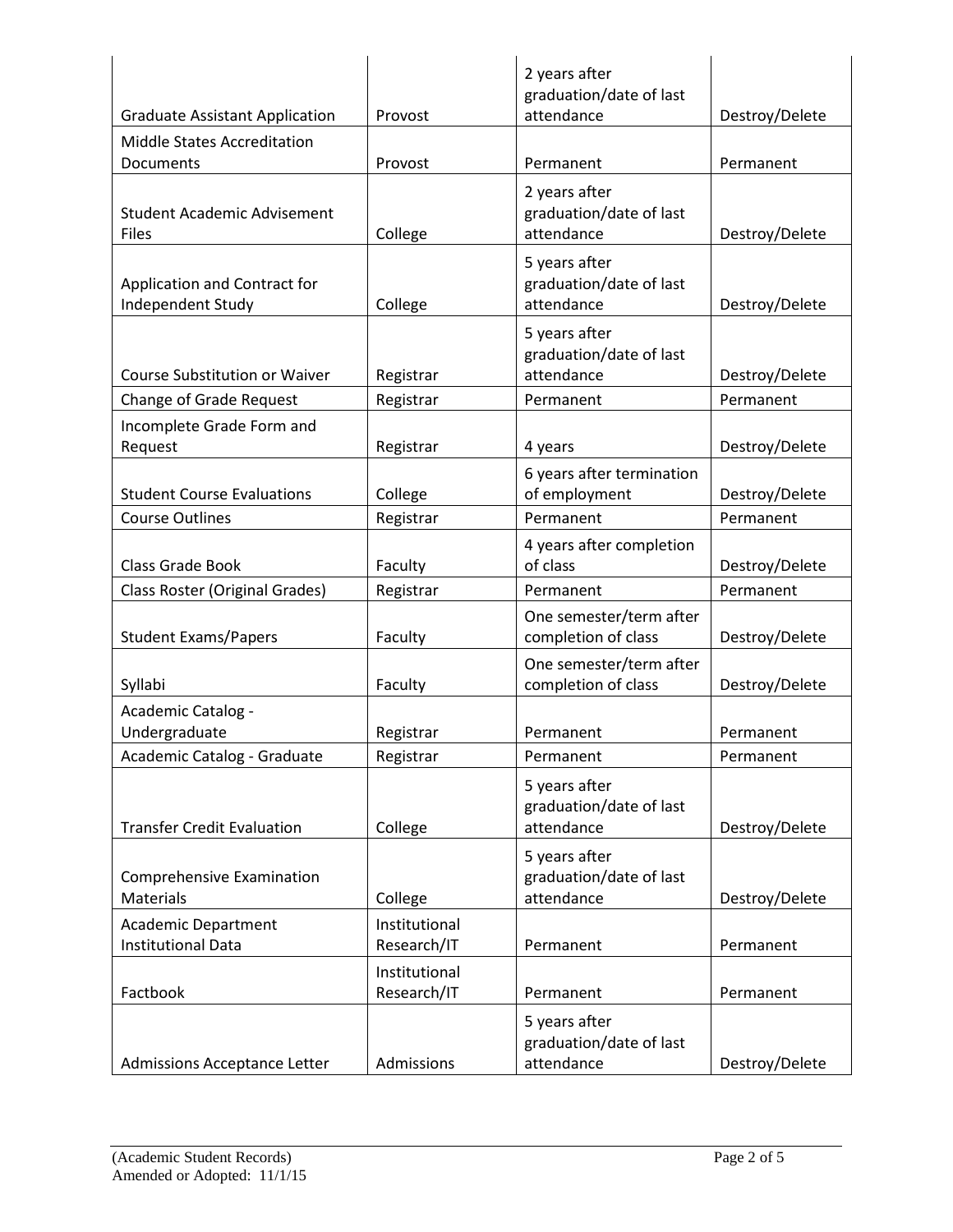| Graduate Assistant Application | Provost | 2 years after graduation/date of last attendance | Destroy/Delete |
|---|---|---|---|
| Middle States Accreditation Documents | Provost | Permanent | Permanent |
| Student Academic Advisement Files | College | 2 years after graduation/date of last attendance | Destroy/Delete |
| Application and Contract for Independent Study | College | 5 years after graduation/date of last attendance | Destroy/Delete |
| Course Substitution or Waiver | Registrar | 5 years after graduation/date of last attendance | Destroy/Delete |
| Change of Grade Request | Registrar | Permanent | Permanent |
| Incomplete Grade Form and Request | Registrar | 4 years | Destroy/Delete |
| Student Course Evaluations | College | 6 years after termination of employment | Destroy/Delete |
| Course Outlines | Registrar | Permanent | Permanent |
| Class Grade Book | Faculty | 4 years after completion of class | Destroy/Delete |
| Class Roster (Original Grades) | Registrar | Permanent | Permanent |
| Student Exams/Papers | Faculty | One semester/term after completion of class | Destroy/Delete |
| Syllabi | Faculty | One semester/term after completion of class | Destroy/Delete |
| Academic Catalog - Undergraduate | Registrar | Permanent | Permanent |
| Academic Catalog - Graduate | Registrar | Permanent | Permanent |
| Transfer Credit Evaluation | College | 5 years after graduation/date of last attendance | Destroy/Delete |
| Comprehensive Examination Materials | College | 5 years after graduation/date of last attendance | Destroy/Delete |
| Academic Department Institutional Data | Institutional Research/IT | Permanent | Permanent |
| Factbook | Institutional Research/IT | Permanent | Permanent |
| Admissions Acceptance Letter | Admissions | 5 years after graduation/date of last attendance | Destroy/Delete |

(Academic Student Records)
Amended or Adopted: 11/1/15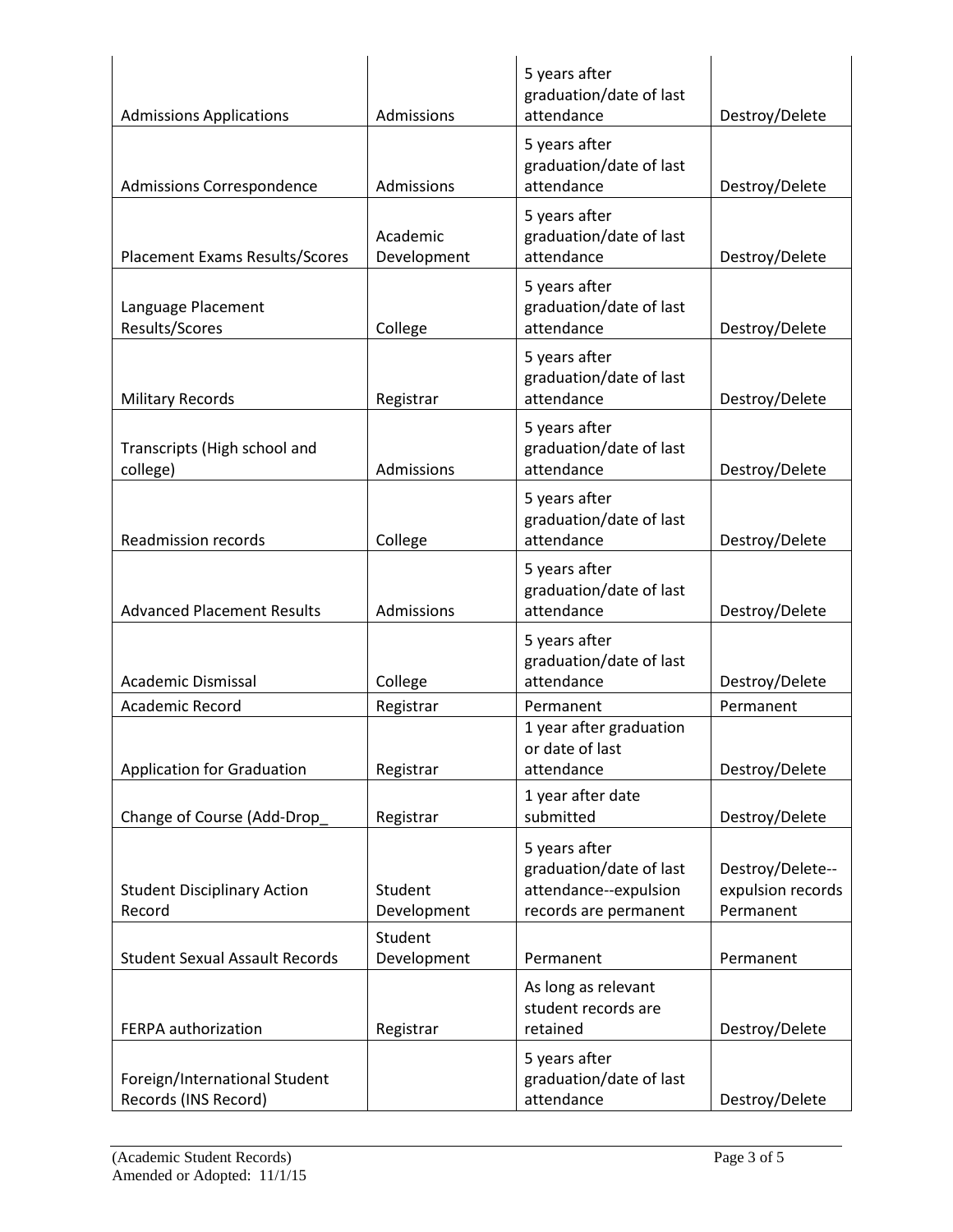| | | | |
|---|---|---|---|
| Admissions Applications | Admissions | 5 years after graduation/date of last attendance | Destroy/Delete |
| Admissions Correspondence | Admissions | 5 years after graduation/date of last attendance | Destroy/Delete |
| Placement Exams Results/Scores | Academic Development | 5 years after graduation/date of last attendance | Destroy/Delete |
| Language Placement Results/Scores | College | 5 years after graduation/date of last attendance | Destroy/Delete |
| Military Records | Registrar | 5 years after graduation/date of last attendance | Destroy/Delete |
| Transcripts (High school and college) | Admissions | 5 years after graduation/date of last attendance | Destroy/Delete |
| Readmission records | College | 5 years after graduation/date of last attendance | Destroy/Delete |
| Advanced Placement Results | Admissions | 5 years after graduation/date of last attendance | Destroy/Delete |
| Academic Dismissal | College | 5 years after graduation/date of last attendance | Destroy/Delete |
| Academic Record | Registrar | Permanent | Permanent |
| Application for Graduation | Registrar | 1 year after graduation or date of last attendance | Destroy/Delete |
| Change of Course (Add-Drop_ | Registrar | 1 year after date submitted | Destroy/Delete |
| Student Disciplinary Action Record | Student Development | 5 years after graduation/date of last attendance--expulsion records are permanent | Destroy/Delete--expulsion records Permanent |
| Student Sexual Assault Records | Student Development | Permanent | Permanent |
| FERPA authorization | Registrar | As long as relevant student records are retained | Destroy/Delete |
| Foreign/International Student Records (INS Record) | | 5 years after graduation/date of last attendance | Destroy/Delete |

(Academic Student Records)
Amended or Adopted: 11/1/15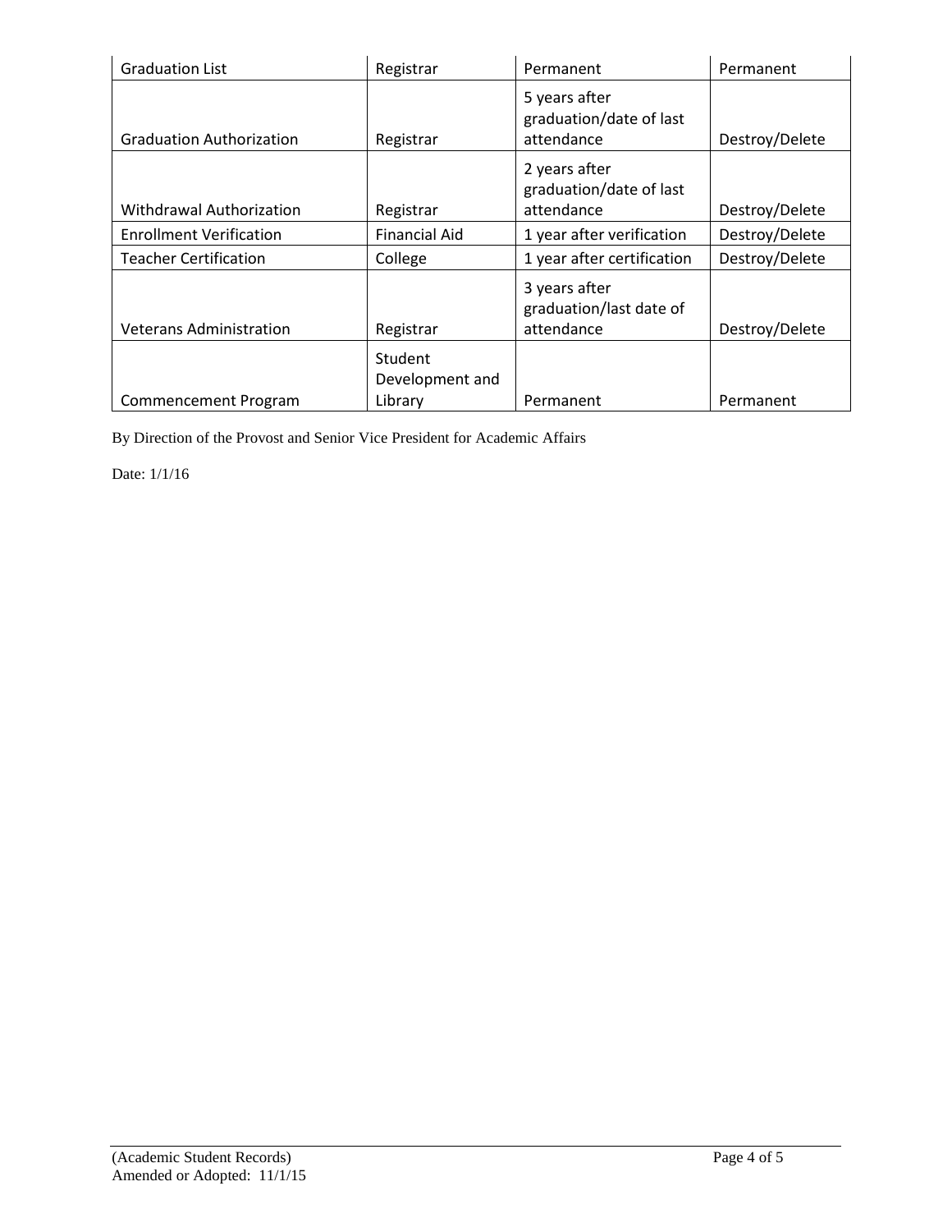| | | | |
|---|---|---|---|
| Graduation List | Registrar | Permanent | Permanent |
| Graduation Authorization | Registrar | 5 years after graduation/date of last attendance | Destroy/Delete |
| Withdrawal Authorization | Registrar | 2 years after graduation/date of last attendance | Destroy/Delete |
| Enrollment Verification | Financial Aid | 1 year after verification | Destroy/Delete |
| Teacher Certification | College | 1 year after certification | Destroy/Delete |
| Veterans Administration | Registrar | 3 years after graduation/last date of attendance | Destroy/Delete |
| Commencement Program | Student Development and Library | Permanent | Permanent |

By Direction of the Provost and Senior Vice President for Academic Affairs

Date: 1/1/16